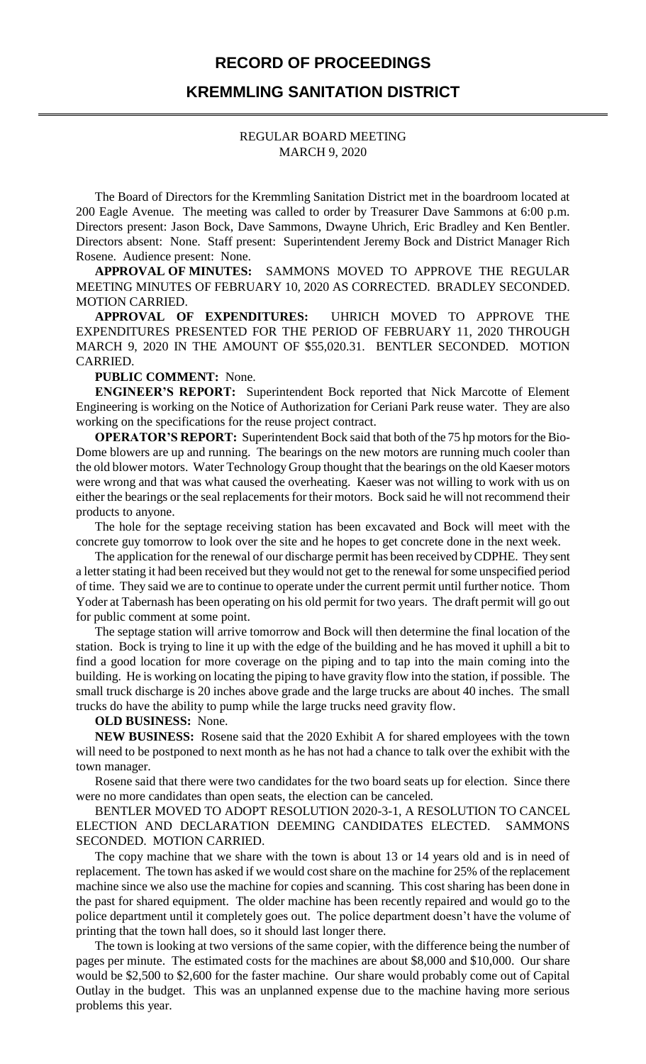# RECORD OF PROCEEDINGS

## KREMMLING SANITATION DISTRICT

REGULAR BOARD MEETING
MARCH 9, 2020

The Board of Directors for the Kremmling Sanitation District met in the boardroom located at 200 Eagle Avenue. The meeting was called to order by Treasurer Dave Sammons at 6:00 p.m. Directors present: Jason Bock, Dave Sammons, Dwayne Uhrich, Eric Bradley and Ken Bentler. Directors absent: None. Staff present: Superintendent Jeremy Bock and District Manager Rich Rosene. Audience present: None.

**APPROVAL OF MINUTES:** SAMMONS MOVED TO APPROVE THE REGULAR MEETING MINUTES OF FEBRUARY 10, 2020 AS CORRECTED. BRADLEY SECONDED. MOTION CARRIED.

**APPROVAL OF EXPENDITURES:** UHRICH MOVED TO APPROVE THE EXPENDITURES PRESENTED FOR THE PERIOD OF FEBRUARY 11, 2020 THROUGH MARCH 9, 2020 IN THE AMOUNT OF $55,020.31. BENTLER SECONDED. MOTION CARRIED.

**PUBLIC COMMENT:** None.

**ENGINEER'S REPORT:** Superintendent Bock reported that Nick Marcotte of Element Engineering is working on the Notice of Authorization for Ceriani Park reuse water. They are also working on the specifications for the reuse project contract.

**OPERATOR'S REPORT:** Superintendent Bock said that both of the 75 hp motors for the Bio-Dome blowers are up and running. The bearings on the new motors are running much cooler than the old blower motors. Water Technology Group thought that the bearings on the old Kaeser motors were wrong and that was what caused the overheating. Kaeser was not willing to work with us on either the bearings or the seal replacements for their motors. Bock said he will not recommend their products to anyone.

The hole for the septage receiving station has been excavated and Bock will meet with the concrete guy tomorrow to look over the site and he hopes to get concrete done in the next week.

The application for the renewal of our discharge permit has been received by CDPHE. They sent a letter stating it had been received but they would not get to the renewal for some unspecified period of time. They said we are to continue to operate under the current permit until further notice. Thom Yoder at Tabernash has been operating on his old permit for two years. The draft permit will go out for public comment at some point.

The septage station will arrive tomorrow and Bock will then determine the final location of the station. Bock is trying to line it up with the edge of the building and he has moved it uphill a bit to find a good location for more coverage on the piping and to tap into the main coming into the building. He is working on locating the piping to have gravity flow into the station, if possible. The small truck discharge is 20 inches above grade and the large trucks are about 40 inches. The small trucks do have the ability to pump while the large trucks need gravity flow.

**OLD BUSINESS:** None.

**NEW BUSINESS:** Rosene said that the 2020 Exhibit A for shared employees with the town will need to be postponed to next month as he has not had a chance to talk over the exhibit with the town manager.

Rosene said that there were two candidates for the two board seats up for election. Since there were no more candidates than open seats, the election can be canceled.

BENTLER MOVED TO ADOPT RESOLUTION 2020-3-1, A RESOLUTION TO CANCEL ELECTION AND DECLARATION DEEMING CANDIDATES ELECTED. SAMMONS SECONDED. MOTION CARRIED.

The copy machine that we share with the town is about 13 or 14 years old and is in need of replacement. The town has asked if we would cost share on the machine for 25% of the replacement machine since we also use the machine for copies and scanning. This cost sharing has been done in the past for shared equipment. The older machine has been recently repaired and would go to the police department until it completely goes out. The police department doesn't have the volume of printing that the town hall does, so it should last longer there.

The town is looking at two versions of the same copier, with the difference being the number of pages per minute. The estimated costs for the machines are about $8,000 and $10,000. Our share would be $2,500 to $2,600 for the faster machine. Our share would probably come out of Capital Outlay in the budget. This was an unplanned expense due to the machine having more serious problems this year.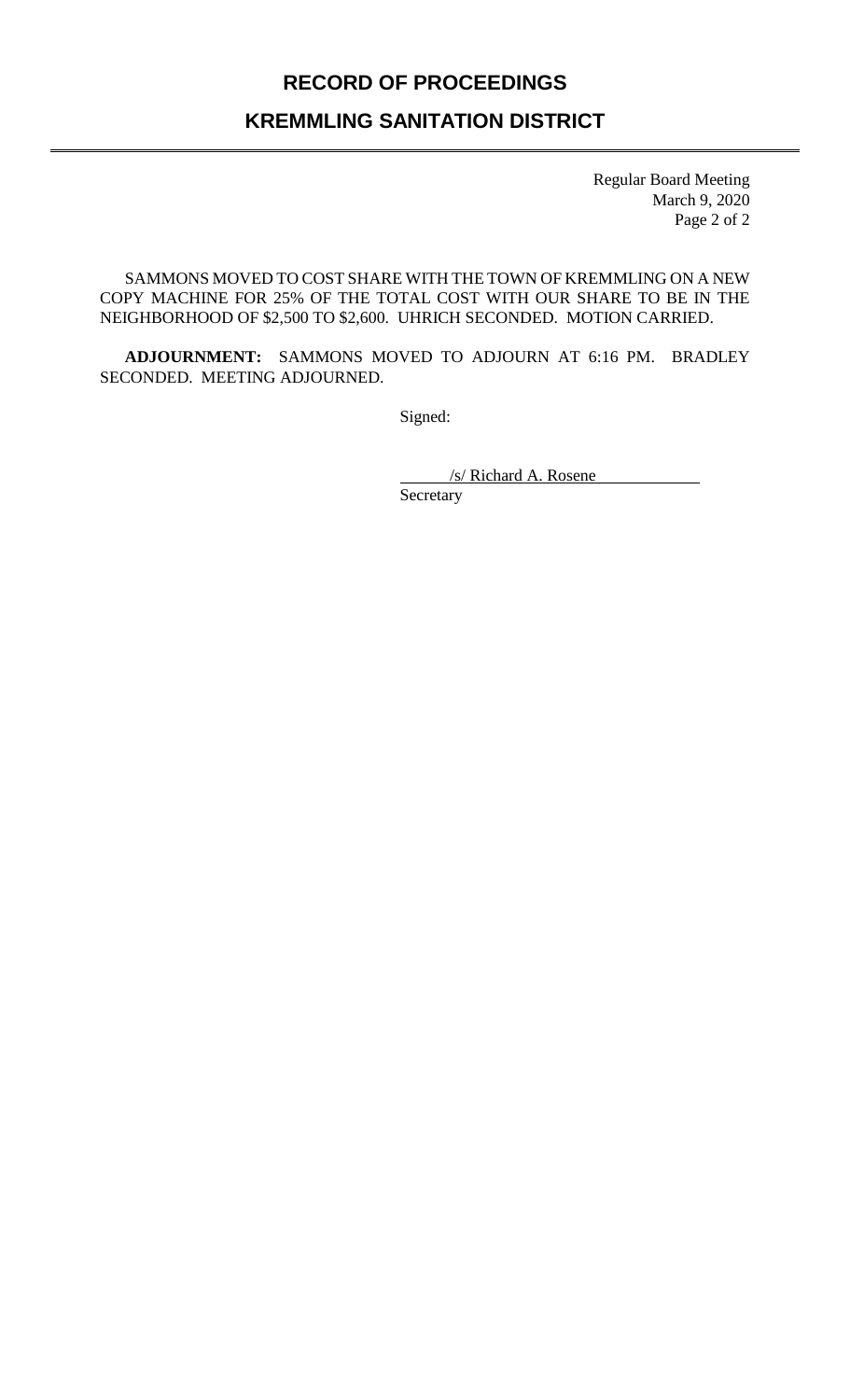SAMMONS MOVED TO COST SHARE WITH THE TOWN OF KREMMLING ON A NEW COPY MACHINE FOR 25% OF THE TOTAL COST WITH OUR SHARE TO BE IN THE NEIGHBORHOOD OF $2,500 TO $2,600. UHRICH SECONDED. MOTION CARRIED.

**ADJOURNMENT:** SAMMONS MOVED TO ADJOURN AT 6:16 PM. BRADLEY SECONDED. MEETING ADJOURNED.

Signed:

/s/ Richard A. Rosene
Secretary